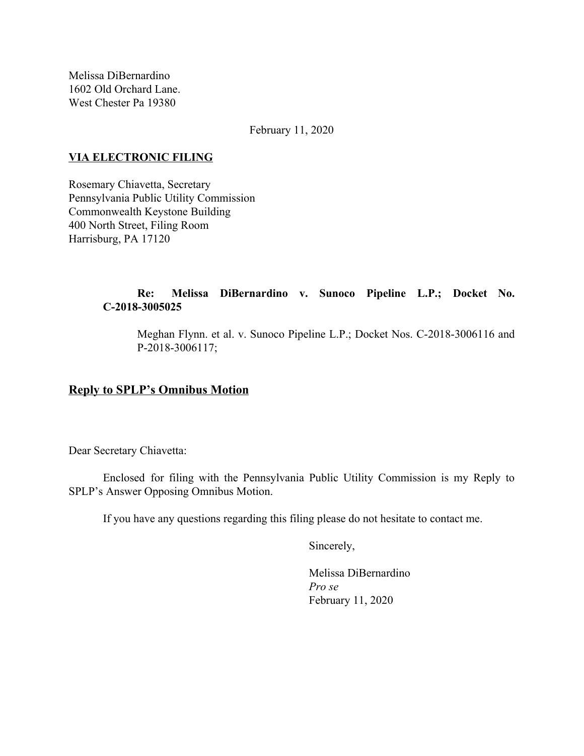Melissa DiBernardino
1602 Old Orchard Lane.
West Chester Pa 19380

February 11, 2020

**VIA ELECTRONIC FILING**

Rosemary Chiavetta, Secretary
Pennsylvania Public Utility Commission
Commonwealth Keystone Building
400 North Street, Filing Room
Harrisburg, PA 17120

**Re: Melissa DiBernardino v. Sunoco Pipeline L.P.; Docket No. C-2018-3005025**

Meghan Flynn. et al. v. Sunoco Pipeline L.P.; Docket Nos. C-2018-3006116 and P-2018-3006117;

## Reply to SPLP's Omnibus Motion

Dear Secretary Chiavetta:

Enclosed for filing with the Pennsylvania Public Utility Commission is my Reply to SPLP's Answer Opposing Omnibus Motion.

If you have any questions regarding this filing please do not hesitate to contact me.

Sincerely,

Melissa DiBernardino
*Pro se*
February 11, 2020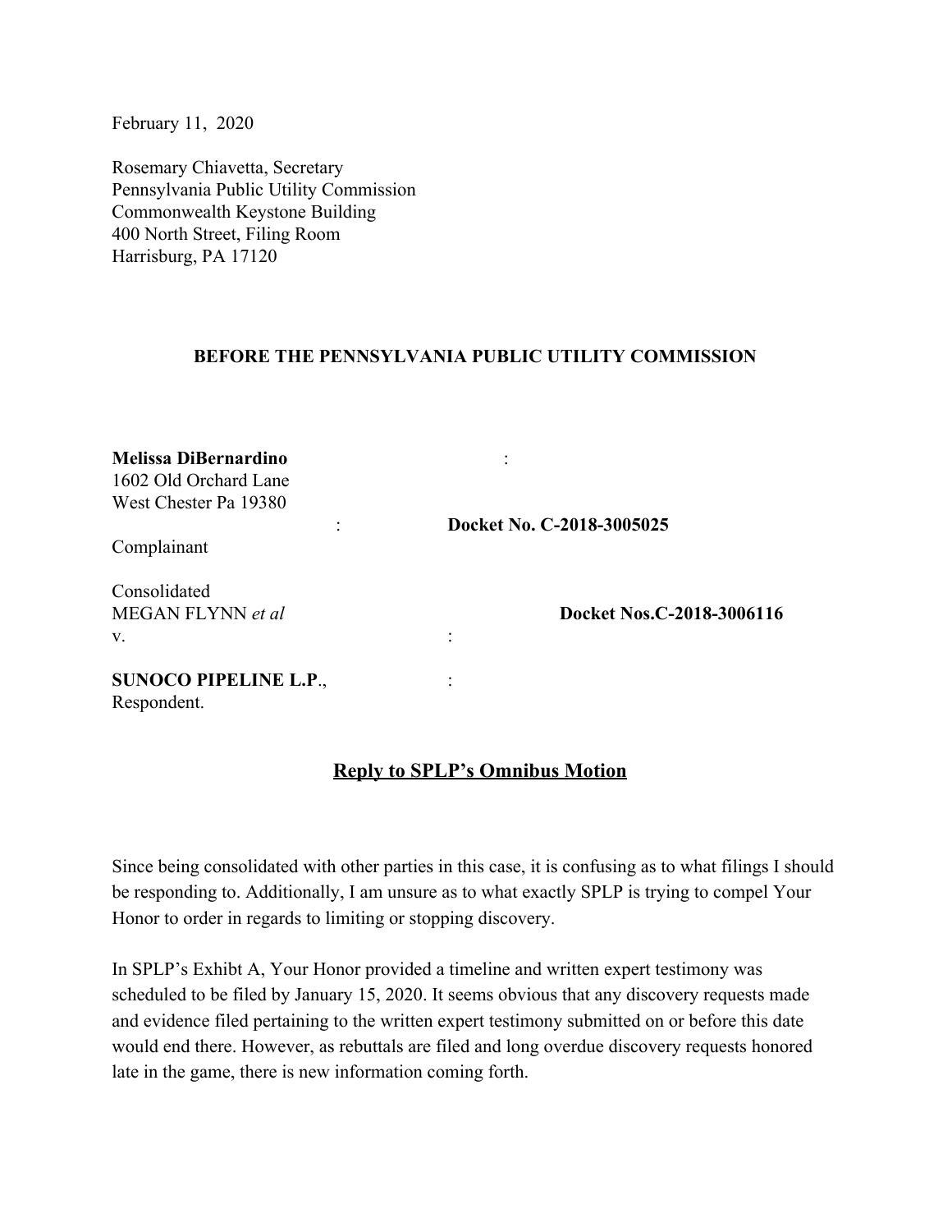February 11, 2020

Rosemary Chiavetta, Secretary
Pennsylvania Public Utility Commission
Commonwealth Keystone Building
400 North Street, Filing Room
Harrisburg, PA 17120

**BEFORE THE PENNSYLVANIA PUBLIC UTILITY COMMISSION**

**Melissa DiBernardino** :
1602 Old Orchard Lane
West Chester Pa 19380
: **Docket No. C-2018-3005025**
Complainant

Consolidated
MEGAN FLYNN *et al* **Docket Nos.C-2018-3006116**
v. :

**SUNOCO PIPELINE L.P**., :
Respondent.

## Reply to SPLP's Omnibus Motion

Since being consolidated with other parties in this case, it is confusing as to what filings I should be responding to. Additionally, I am unsure as to what exactly SPLP is trying to compel Your Honor to order in regards to limiting or stopping discovery.

In SPLP's Exhibit A, Your Honor provided a timeline and written expert testimony was scheduled to be filed by January 15, 2020. It seems obvious that any discovery requests made and evidence filed pertaining to the written expert testimony submitted on or before this date would end there. However, as rebuttals are filed and long overdue discovery requests honored late in the game, there is new information coming forth.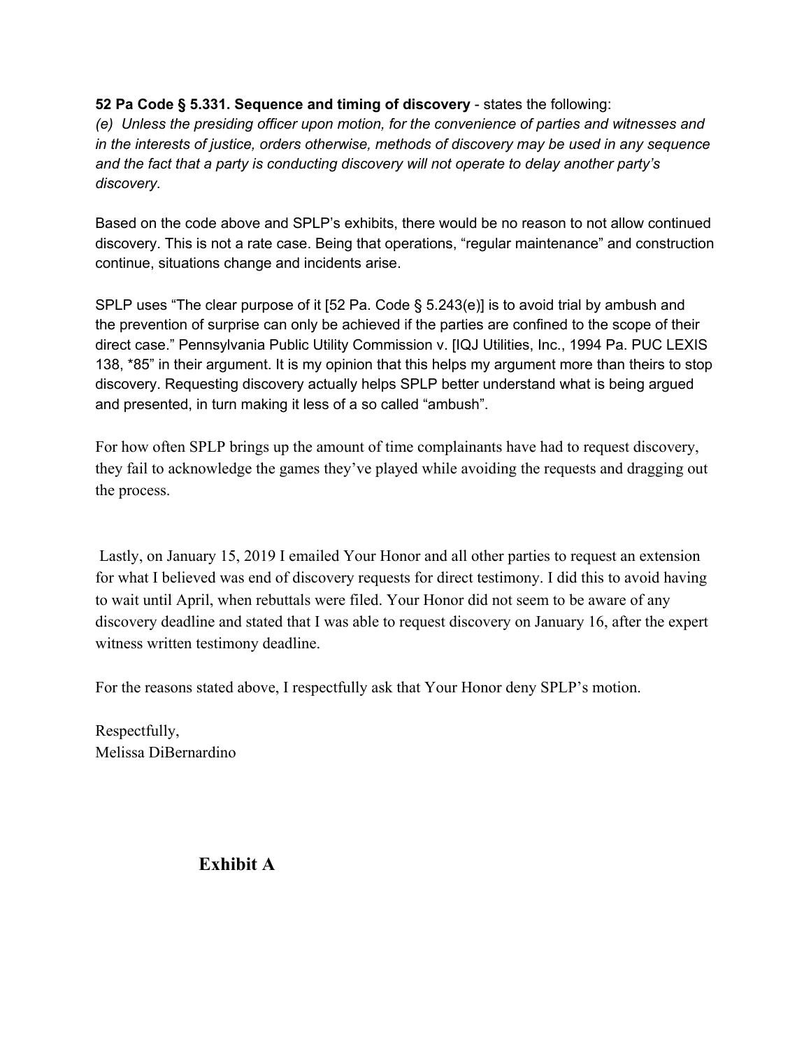**52 Pa Code § 5.331. Sequence and timing of discovery** - states the following:
*(e) Unless the presiding officer upon motion, for the convenience of parties and witnesses and in the interests of justice, orders otherwise, methods of discovery may be used in any sequence and the fact that a party is conducting discovery will not operate to delay another party's discovery.*

Based on the code above and SPLP's exhibits, there would be no reason to not allow continued discovery. This is not a rate case. Being that operations, "regular maintenance" and construction continue, situations change and incidents arise.

SPLP uses "The clear purpose of it [52 Pa. Code § 5.243(e)] is to avoid trial by ambush and the prevention of surprise can only be achieved if the parties are confined to the scope of their direct case." Pennsylvania Public Utility Commission v. [IQJ Utilities, Inc., 1994 Pa. PUC LEXIS 138, *85" in their argument. It is my opinion that this helps my argument more than theirs to stop discovery. Requesting discovery actually helps SPLP better understand what is being argued and presented, in turn making it less of a so called "ambush".

For how often SPLP brings up the amount of time complainants have had to request discovery, they fail to acknowledge the games they've played while avoiding the requests and dragging out the process.

Lastly, on January 15, 2019 I emailed Your Honor and all other parties to request an extension for what I believed was end of discovery requests for direct testimony. I did this to avoid having to wait until April, when rebuttals were filed. Your Honor did not seem to be aware of any discovery deadline and stated that I was able to request discovery on January 16, after the expert witness written testimony deadline.

For the reasons stated above, I respectfully ask that Your Honor deny SPLP's motion.

Respectfully,
Melissa DiBernardino

**Exhibit A**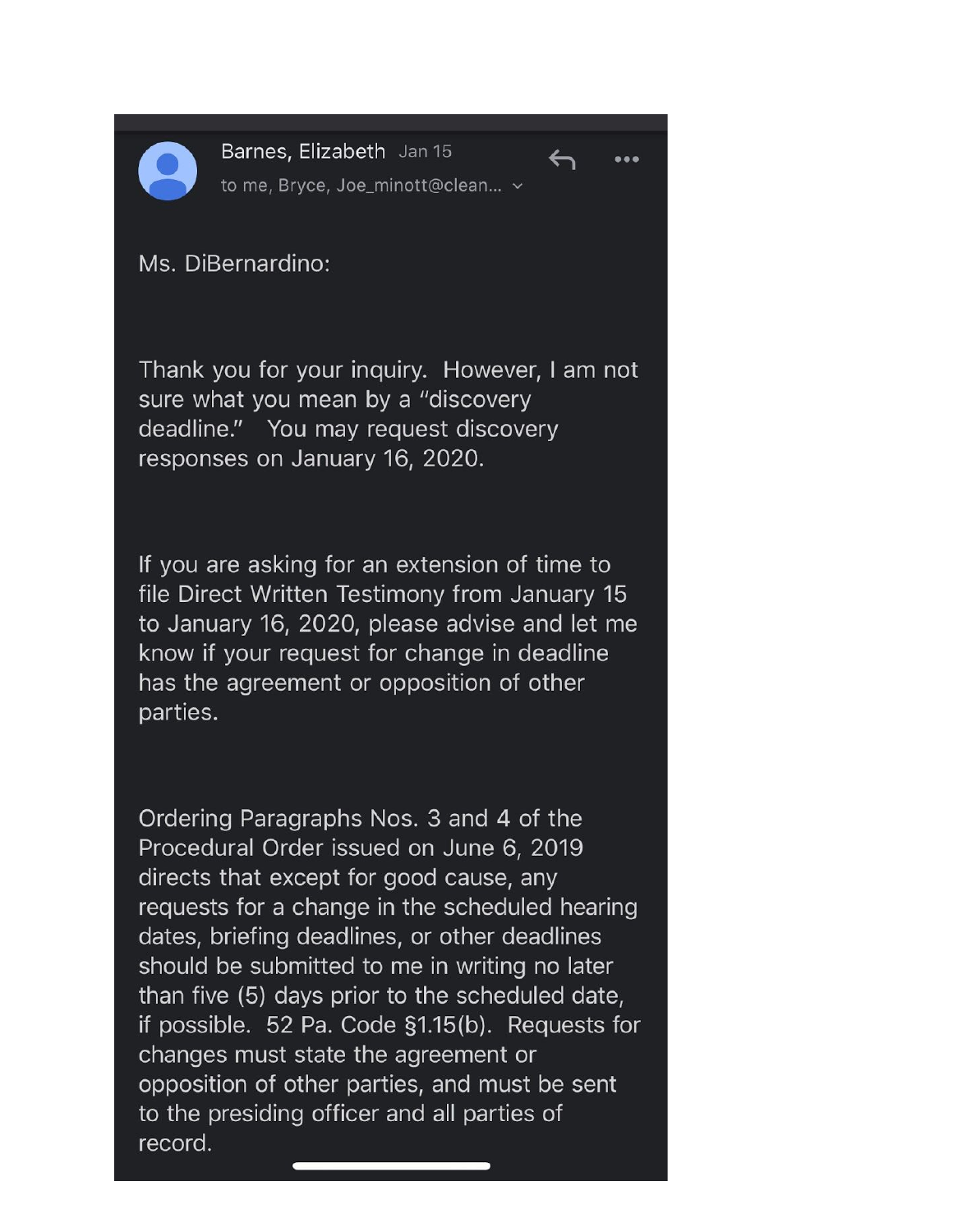Barnes, Elizabeth Jan 15

to me, Bryce, Joe_minott@clean...

Ms. DiBernardino:

Thank you for your inquiry. However, I am not sure what you mean by a "discovery deadline." You may request discovery responses on January 16, 2020.

If you are asking for an extension of time to file Direct Written Testimony from January 15 to January 16, 2020, please advise and let me know if your request for change in deadline has the agreement or opposition of other parties.

Ordering Paragraphs Nos. 3 and 4 of the Procedural Order issued on June 6, 2019 directs that except for good cause, any requests for a change in the scheduled hearing dates, briefing deadlines, or other deadlines should be submitted to me in writing no later than five (5) days prior to the scheduled date, if possible. 52 Pa. Code §1.15(b). Requests for changes must state the agreement or opposition of other parties, and must be sent to the presiding officer and all parties of record.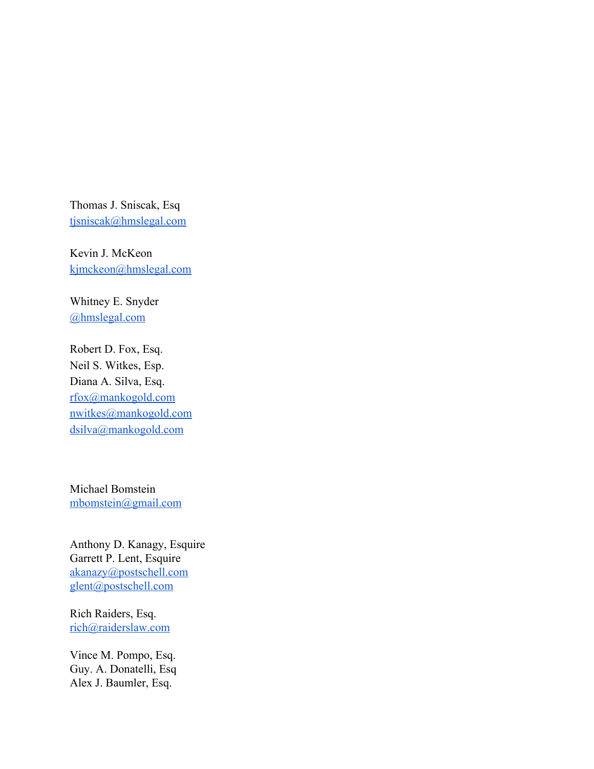Thomas J. Sniscak, Esq
tjsniscak@hmslegal.com

Kevin J. McKeon
kjmckeon@hmslegal.com

Whitney E. Snyder
@hmslegal.com

Robert D. Fox, Esq.
Neil S. Witkes, Esp.
Diana A. Silva, Esq.
rfox@mankogold.com
nwitkes@mankogold.com
dsilva@mankogold.com

Michael Bomstein
mbomstein@gmail.com

Anthony D. Kanagy, Esquire
Garrett P. Lent, Esquire
akanazy@postschell.com
glent@postschell.com

Rich Raiders, Esq.
rich@raiderslaw.com

Vince M. Pompo, Esq.
Guy. A. Donatelli, Esq
Alex J. Baumler, Esq.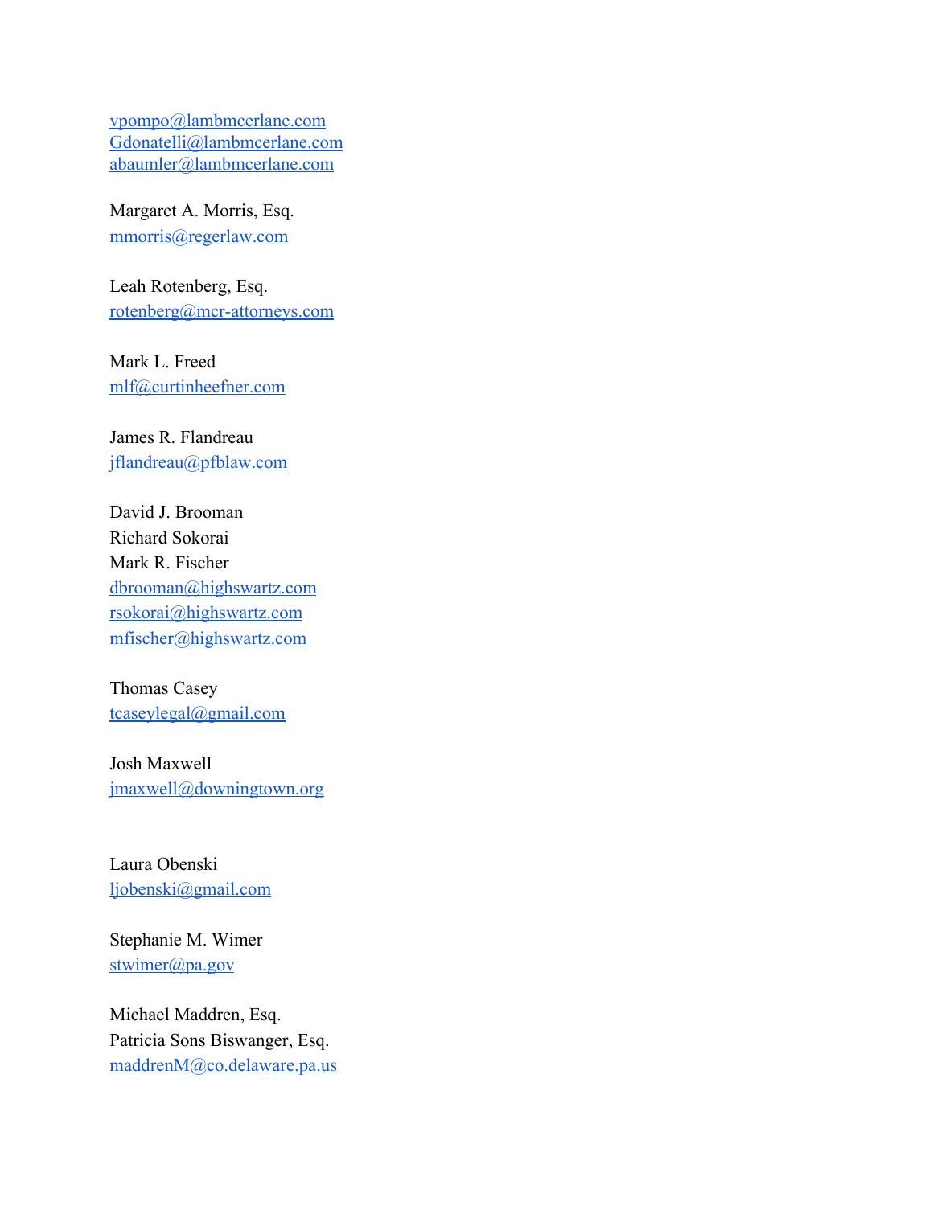vpompo@lambmcerlane.com
Gdonatelli@lambmcerlane.com
abaumler@lambmcerlane.com

Margaret A. Morris, Esq.
mmorris@regerlaw.com

Leah Rotenberg, Esq.
rotenberg@mcr-attorneys.com

Mark L. Freed
mlf@curtinheefner.com

James R. Flandreau
jflandreau@pfblaw.com

David J. Brooman
Richard Sokorai
Mark R. Fischer
dbrooman@highswartz.com
rsokorai@highswartz.com
mfischer@highswartz.com

Thomas Casey
tcaseylegal@gmail.com

Josh Maxwell
jmaxwell@downingtown.org

Laura Obenski
ljobenski@gmail.com

Stephanie M. Wimer
stwimer@pa.gov

Michael Maddren, Esq.
Patricia Sons Biswanger, Esq.
maddrenM@co.delaware.pa.us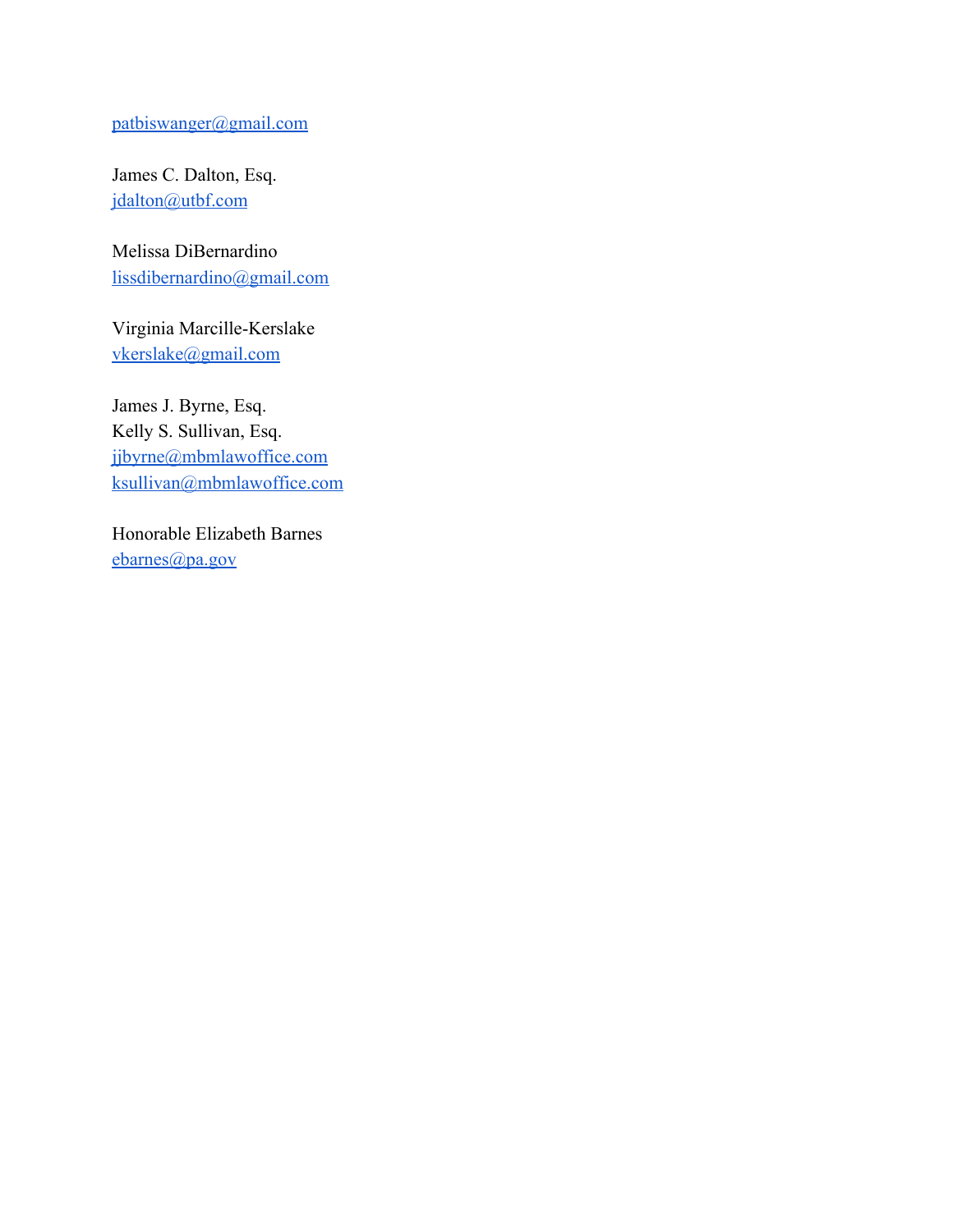patbiswanger@gmail.com

James C. Dalton, Esq.
jdalton@utbf.com

Melissa DiBernardino
lissdibernardino@gmail.com

Virginia Marcille-Kerslake
vkerslake@gmail.com

James J. Byrne, Esq.
Kelly S. Sullivan, Esq.
jjbyrne@mbmlawoffice.com
ksullivan@mbmlawoffice.com

Honorable Elizabeth Barnes
ebarnes@pa.gov